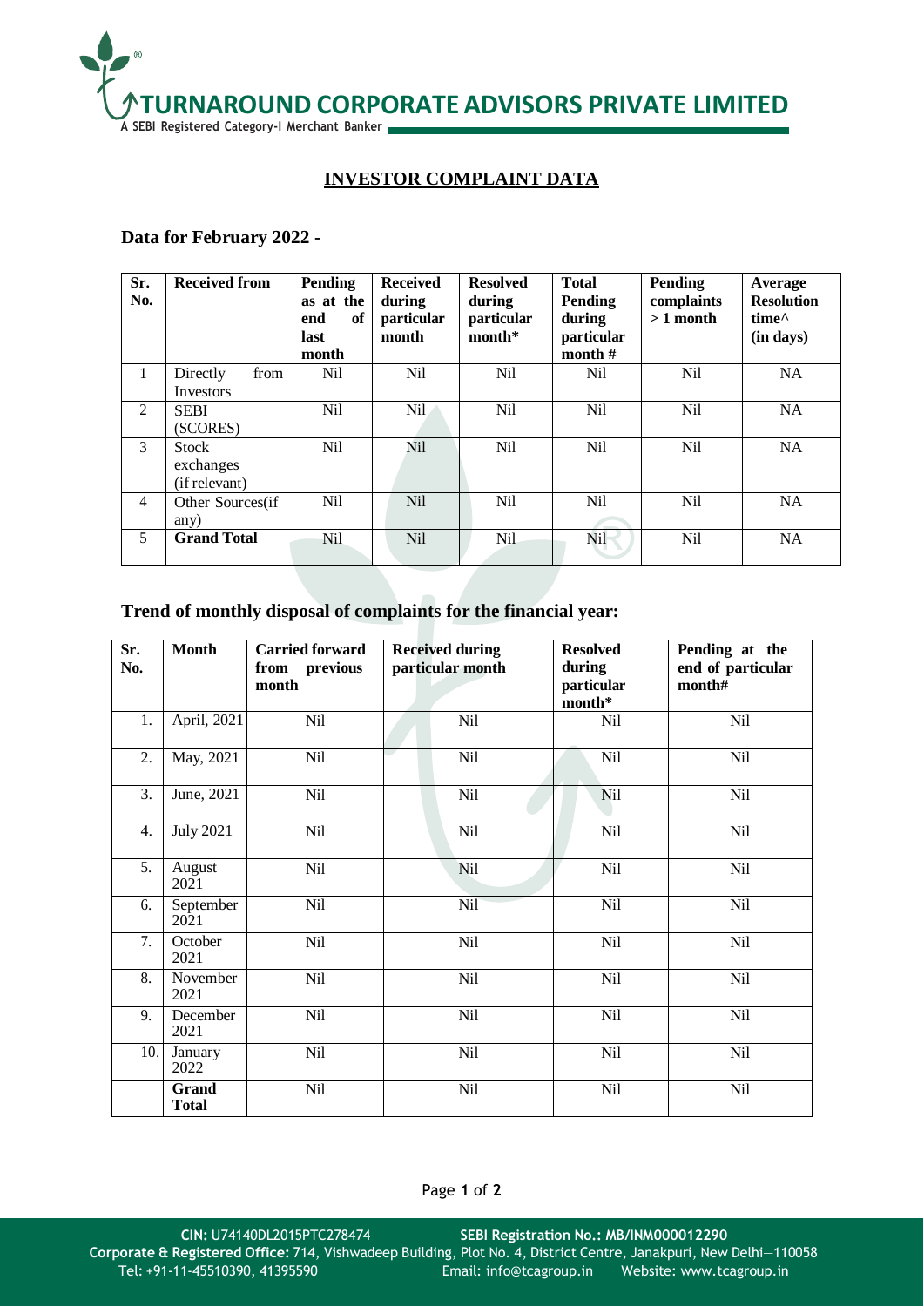# TURNAROUND CORPORATE ADVISORS PRIVATE LIMITED

A SEBI Registered Category-I Merchant Banker

## INVESTOR COMPLAINT DATA

### Data for February 2022 -

| Sr. No. | Received from | Pending as at the end of last month | Received during particular month | Resolved during particular month* | Total Pending during particular month # | Pending complaints > 1 month | Average Resolution time^ (in days) |
|---|---|---|---|---|---|---|---|
| 1 | Directly from Investors | Nil | Nil | Nil | Nil | Nil | NA |
| 2 | SEBI (SCORES) | Nil | Nil | Nil | Nil | Nil | NA |
| 3 | Stock exchanges (if relevant) | Nil | Nil | Nil | Nil | Nil | NA |
| 4 | Other Sources(if any) | Nil | Nil | Nil | Nil | Nil | NA |
| 5 | **Grand Total** | Nil | Nil | Nil | Nil | Nil | NA |

### Trend of monthly disposal of complaints for the financial year:

| Sr. No. | Month | Carried forward from previous month | Received during particular month | Resolved during particular month* | Pending at the end of particular month# |
|---|---|---|---|---|---|
| 1. | April, 2021 | Nil | Nil | Nil | Nil |
| 2. | May, 2021 | Nil | Nil | Nil | Nil |
| 3. | June, 2021 | Nil | Nil | Nil | Nil |
| 4. | July 2021 | Nil | Nil | Nil | Nil |
| 5. | August 2021 | Nil | Nil | Nil | Nil |
| 6. | September 2021 | Nil | Nil | Nil | Nil |
| 7. | October 2021 | Nil | Nil | Nil | Nil |
| 8. | November 2021 | Nil | Nil | Nil | Nil |
| 9. | December 2021 | Nil | Nil | Nil | Nil |
| 10. | January 2022 | Nil | Nil | Nil | Nil |
| | **Grand Total** | Nil | Nil | Nil | Nil |

CIN: U74140DL2015PTC278474 SEBI Registration No.: MB/INM000012290
Corporate & Registered Office: 714, Vishwadeep Building, Plot No. 4, District Centre, Janakpuri, New Delhi—110058
Tel: +91-11-45510390, 41395590 Email: info@tcagroup.in Website: www.tcagroup.in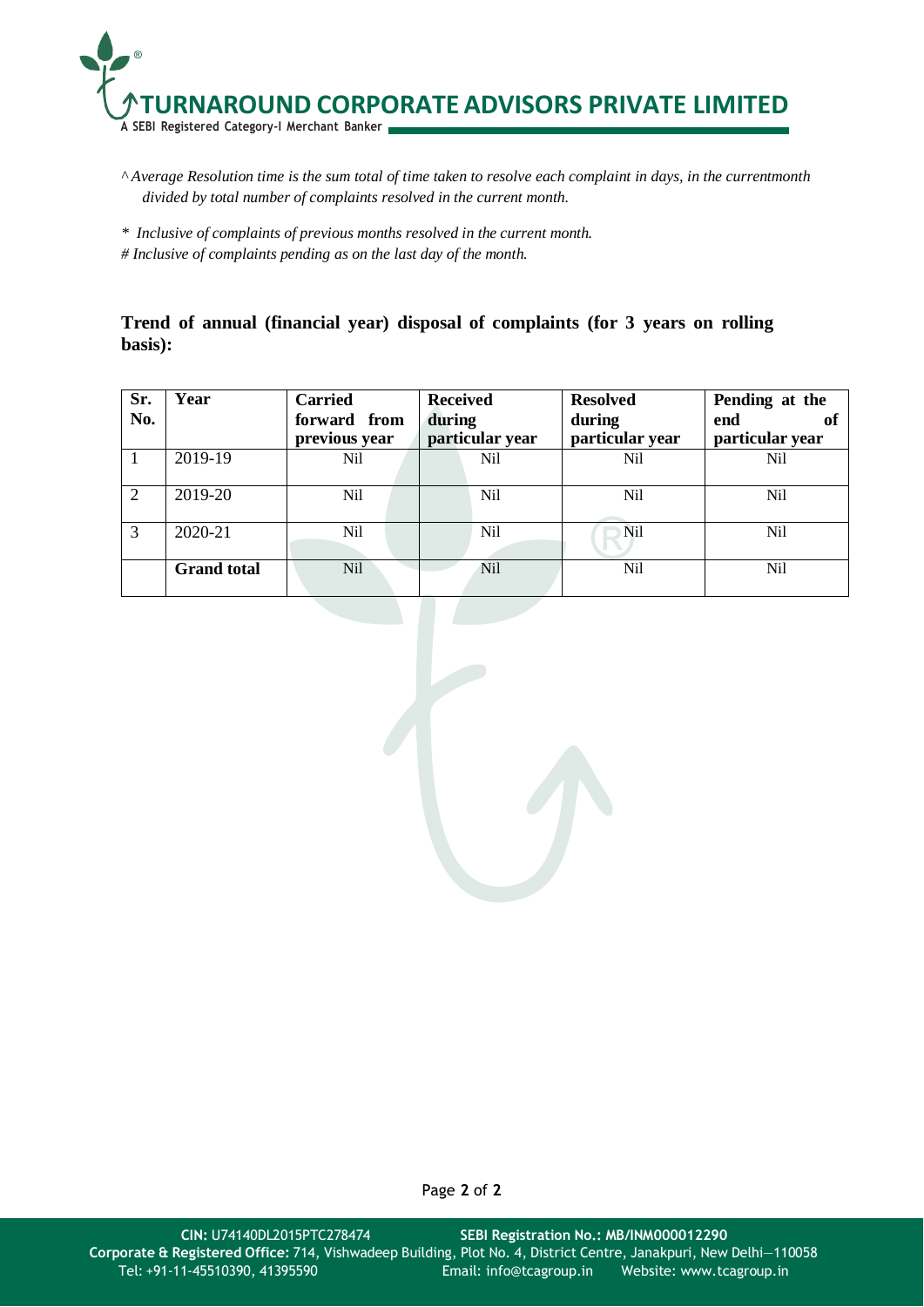^ *Average Resolution time is the sum total of time taken to resolve each complaint in days, in the currentmonth divided by total number of complaints resolved in the current month.*

* *Inclusive of complaints of previous months resolved in the current month.*
# *Inclusive of complaints pending as on the last day of the month.*

**Trend of annual (financial year) disposal of complaints (for 3 years on rolling basis):**

| Sr. No. | Year | Carried forward from previous year | Received during particular year | Resolved during particular year | Pending at the end of particular year |
|---|---|---|---|---|---|
| 1 | 2019-19 | Nil | Nil | Nil | Nil |
| 2 | 2019-20 | Nil | Nil | Nil | Nil |
| 3 | 2020-21 | Nil | Nil | Nil | Nil |
| | **Grand total** | Nil | Nil | Nil | Nil |